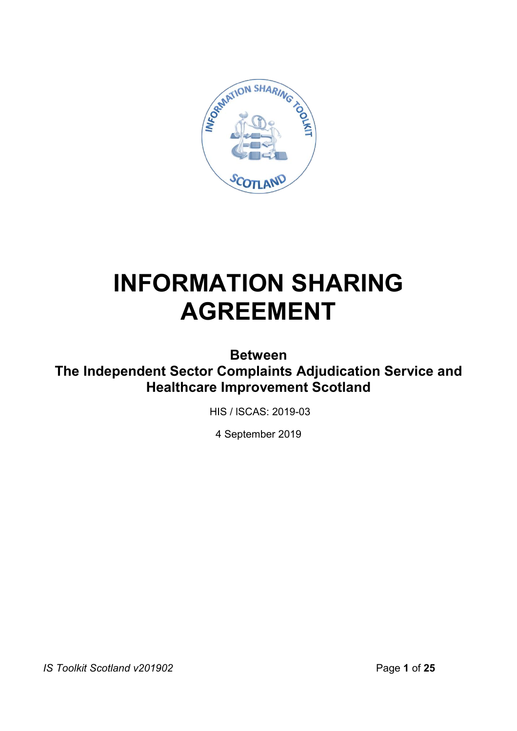# INFORMATION SHARING AGREEMENT

**Between**
**The Independent Sector Complaints Adjudication Service and Healthcare Improvement Scotland**

HIS / ISCAS: 2019-03

4 September 2019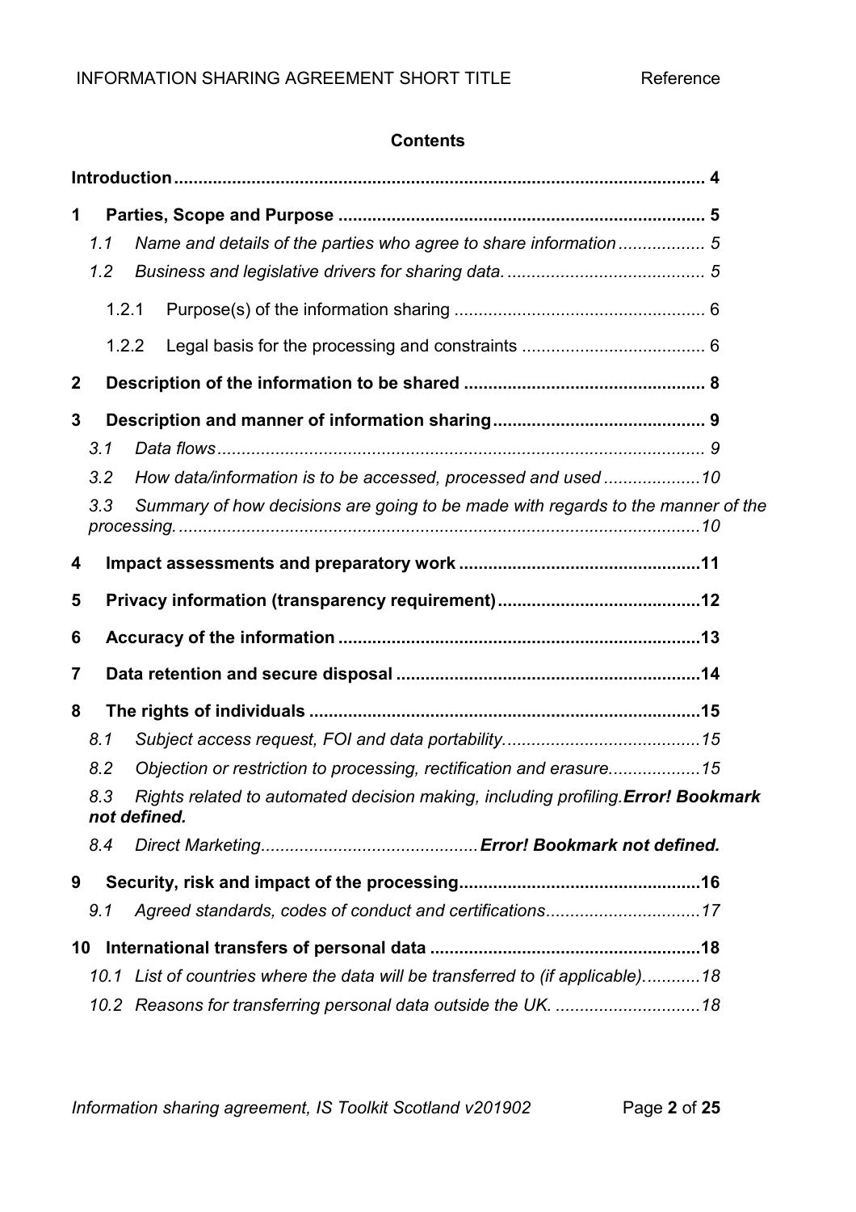**Contents**

**Introduction** ..... **4**

**1 Parties, Scope and Purpose** ..... **5**

*1.1 Name and details of the parties who agree to share information* ..... *5*

*1.2 Business and legislative drivers for sharing data.* ..... *5*

1.2.1 Purpose(s) of the information sharing ..... 6

1.2.2 Legal basis for the processing and constraints ..... 6

**2 Description of the information to be shared** ..... **8**

**3 Description and manner of information sharing** ..... **9**

*3.1 Data flows* ..... *9*

*3.2 How data/information is to be accessed, processed and used* ..... *10*

*3.3 Summary of how decisions are going to be made with regards to the manner of the processing.* ..... *10*

**4 Impact assessments and preparatory work** ..... **11**

**5 Privacy information (transparency requirement)** ..... **12**

**6 Accuracy of the information** ..... **13**

**7 Data retention and secure disposal** ..... **14**

**8 The rights of individuals** ..... **15**

*8.1 Subject access request, FOI and data portability.* ..... *15*

*8.2 Objection or restriction to processing, rectification and erasure.* ..... *15*

*8.3 Rights related to automated decision making, including profiling.* ***Error! Bookmark not defined.***

*8.4 Direct Marketing* ..... ***Error! Bookmark not defined.***

**9 Security, risk and impact of the processing** ..... **16**

*9.1 Agreed standards, codes of conduct and certifications* ..... *17*

**10 International transfers of personal data** ..... **18**

*10.1 List of countries where the data will be transferred to (if applicable).* ..... *18*

*10.2 Reasons for transferring personal data outside the UK.* ..... *18*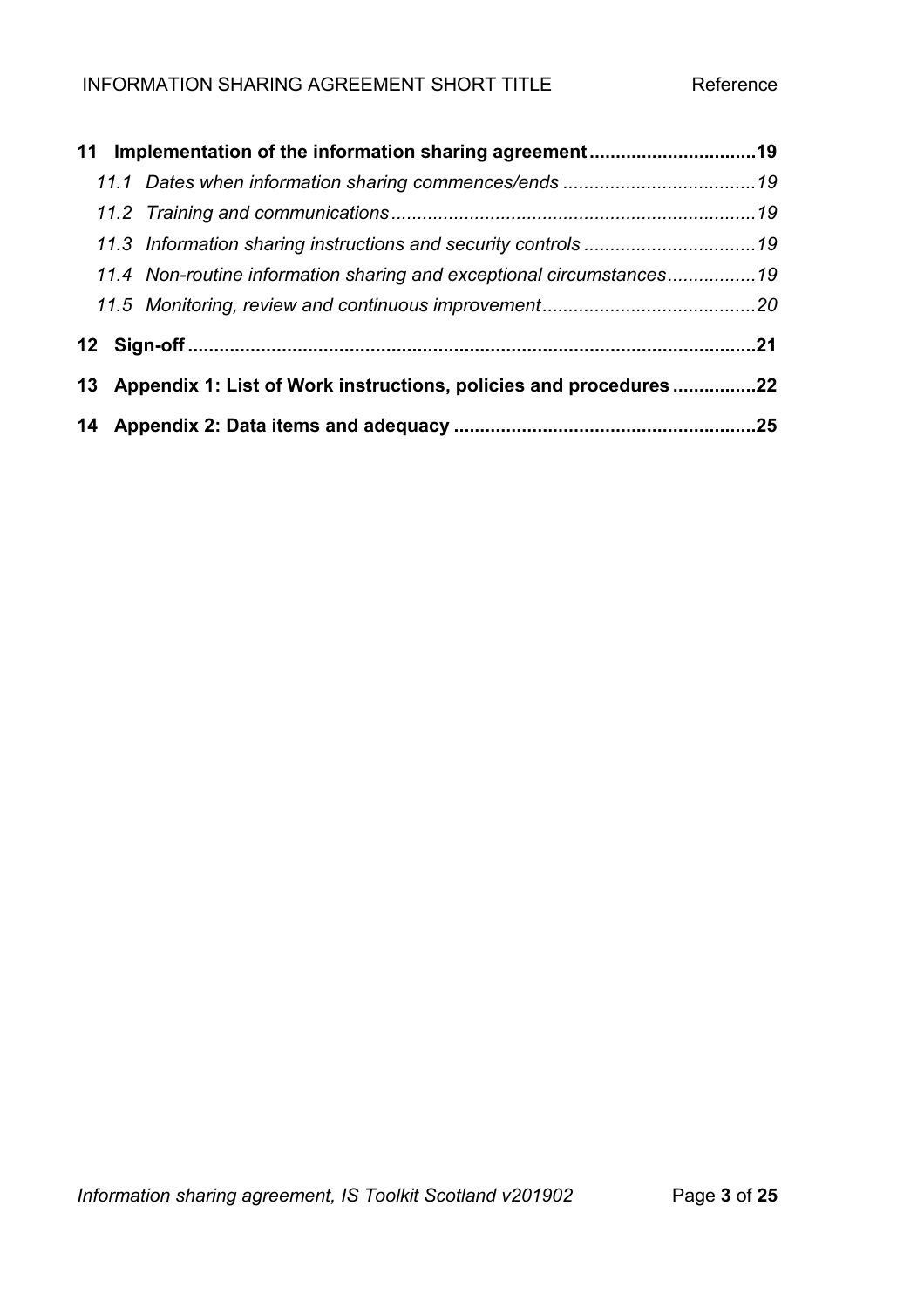**11 Implementation of the information sharing agreement ................................19**

*11.1 Dates when information sharing commences/ends .....................................19*

*11.2 Training and communications.....................................................................19*

*11.3 Information sharing instructions and security controls .................................19*

*11.4 Non-routine information sharing and exceptional circumstances.................19*

*11.5 Monitoring, review and continuous improvement.........................................20*

**12 Sign-off ............................................................................................................21**

**13 Appendix 1: List of Work instructions, policies and procedures ................22**

**14 Appendix 2: Data items and adequacy .........................................................25**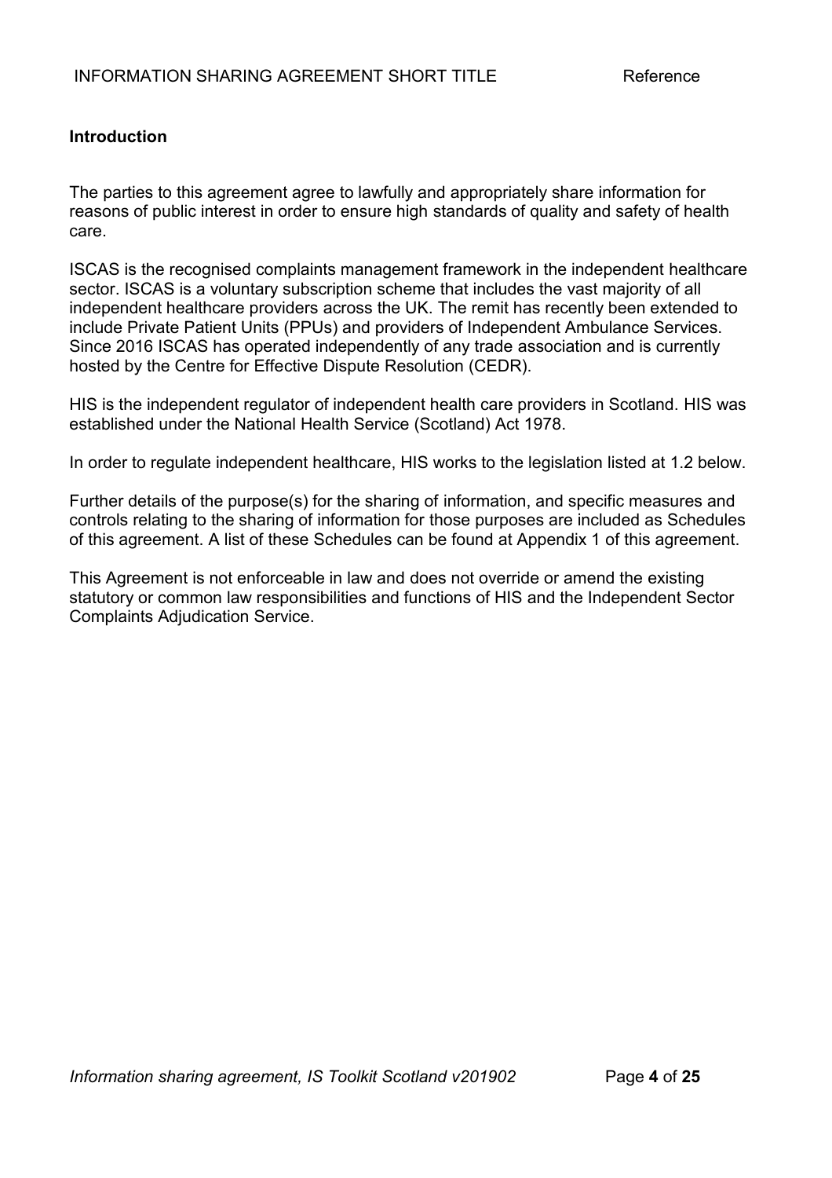## Introduction

The parties to this agreement agree to lawfully and appropriately share information for reasons of public interest in order to ensure high standards of quality and safety of health care.

ISCAS is the recognised complaints management framework in the independent healthcare sector. ISCAS is a voluntary subscription scheme that includes the vast majority of all independent healthcare providers across the UK. The remit has recently been extended to include Private Patient Units (PPUs) and providers of Independent Ambulance Services. Since 2016 ISCAS has operated independently of any trade association and is currently hosted by the Centre for Effective Dispute Resolution (CEDR).

HIS is the independent regulator of independent health care providers in Scotland. HIS was established under the National Health Service (Scotland) Act 1978.

In order to regulate independent healthcare, HIS works to the legislation listed at 1.2 below.

Further details of the purpose(s) for the sharing of information, and specific measures and controls relating to the sharing of information for those purposes are included as Schedules of this agreement. A list of these Schedules can be found at Appendix 1 of this agreement.

This Agreement is not enforceable in law and does not override or amend the existing statutory or common law responsibilities and functions of HIS and the Independent Sector Complaints Adjudication Service.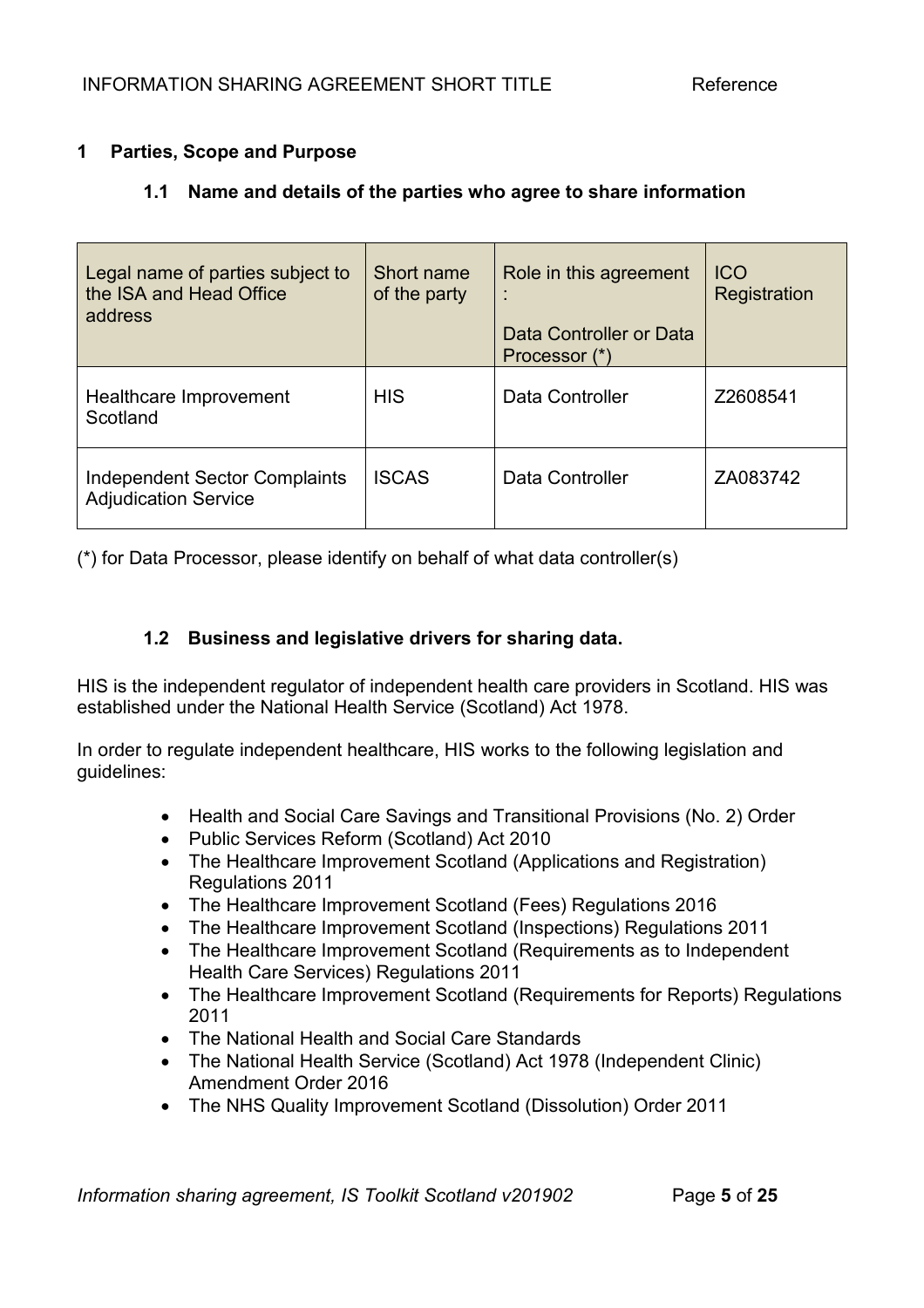## 1 Parties, Scope and Purpose

### 1.1 Name and details of the parties who agree to share information

| Legal name of parties subject to the ISA and Head Office address | Short name of the party | Role in this agreement :<br><br>Data Controller or Data Processor (*) | ICO Registration |
|---|---|---|---|
| Healthcare Improvement Scotland | HIS | Data Controller | Z2608541 |
| Independent Sector Complaints Adjudication Service | ISCAS | Data Controller | ZA083742 |

(*) for Data Processor, please identify on behalf of what data controller(s)

### 1.2 Business and legislative drivers for sharing data.

HIS is the independent regulator of independent health care providers in Scotland. HIS was established under the National Health Service (Scotland) Act 1978.

In order to regulate independent healthcare, HIS works to the following legislation and guidelines:

- Health and Social Care Savings and Transitional Provisions (No. 2) Order
- Public Services Reform (Scotland) Act 2010
- The Healthcare Improvement Scotland (Applications and Registration) Regulations 2011
- The Healthcare Improvement Scotland (Fees) Regulations 2016
- The Healthcare Improvement Scotland (Inspections) Regulations 2011
- The Healthcare Improvement Scotland (Requirements as to Independent Health Care Services) Regulations 2011
- The Healthcare Improvement Scotland (Requirements for Reports) Regulations 2011
- The National Health and Social Care Standards
- The National Health Service (Scotland) Act 1978 (Independent Clinic) Amendment Order 2016
- The NHS Quality Improvement Scotland (Dissolution) Order 2011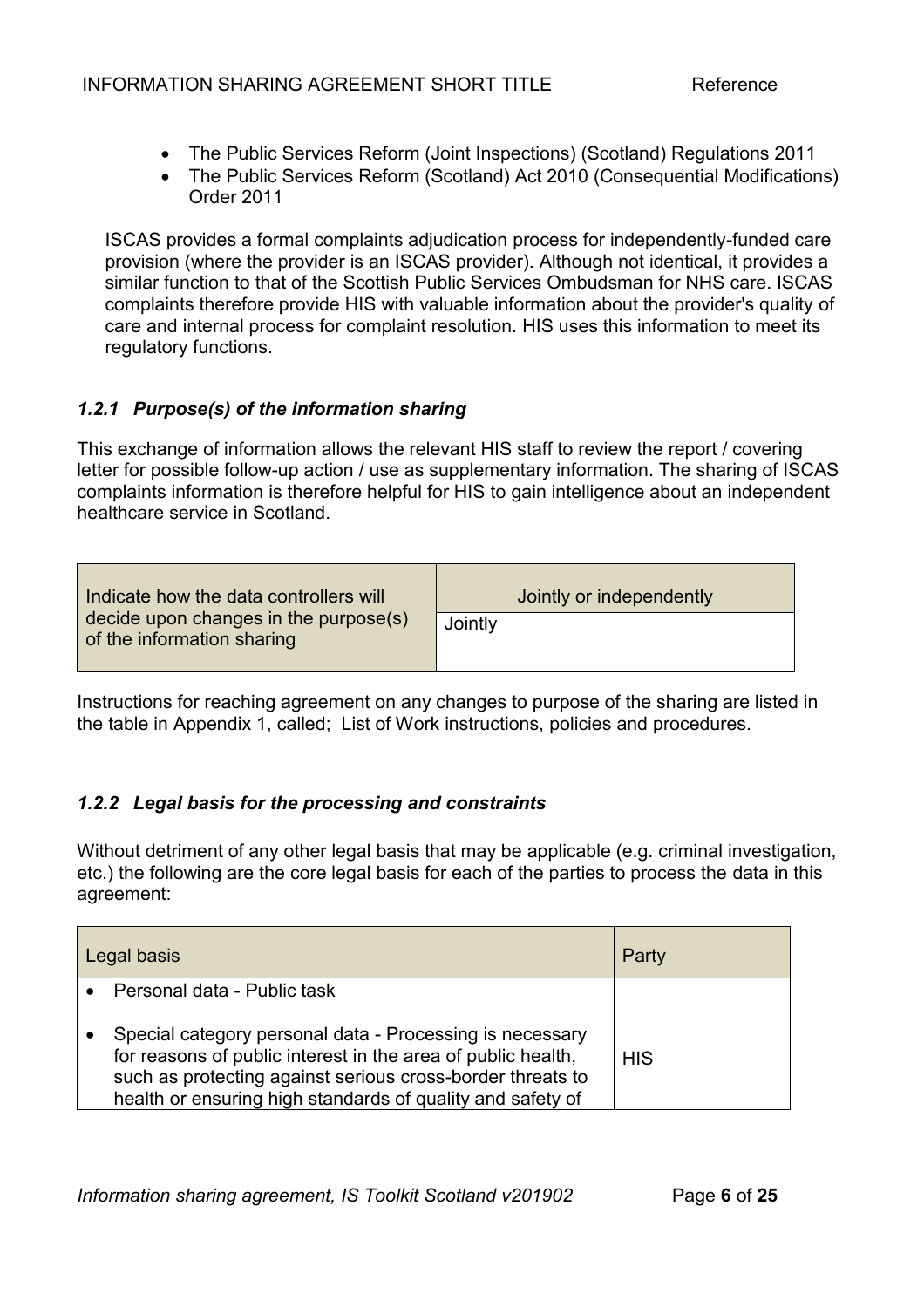- The Public Services Reform (Joint Inspections) (Scotland) Regulations 2011
- The Public Services Reform (Scotland) Act 2010 (Consequential Modifications) Order 2011

ISCAS provides a formal complaints adjudication process for independently-funded care provision (where the provider is an ISCAS provider). Although not identical, it provides a similar function to that of the Scottish Public Services Ombudsman for NHS care. ISCAS complaints therefore provide HIS with valuable information about the provider's quality of care and internal process for complaint resolution. HIS uses this information to meet its regulatory functions.

### *1.2.1 Purpose(s) of the information sharing*

This exchange of information allows the relevant HIS staff to review the report / covering letter for possible follow-up action / use as supplementary information. The sharing of ISCAS complaints information is therefore helpful for HIS to gain intelligence about an independent healthcare service in Scotland.

| Indicate how the data controllers will decide upon changes in the purpose(s) of the information sharing | Jointly or independently |
|---|---|
| | Jointly |

Instructions for reaching agreement on any changes to purpose of the sharing are listed in the table in Appendix 1, called; List of Work instructions, policies and procedures.

### *1.2.2 Legal basis for the processing and constraints*

Without detriment of any other legal basis that may be applicable (e.g. criminal investigation, etc.) the following are the core legal basis for each of the parties to process the data in this agreement:

| Legal basis | Party |
|---|---|
| • Personal data - Public task<br>• Special category personal data - Processing is necessary for reasons of public interest in the area of public health, such as protecting against serious cross-border threats to health or ensuring high standards of quality and safety of | HIS |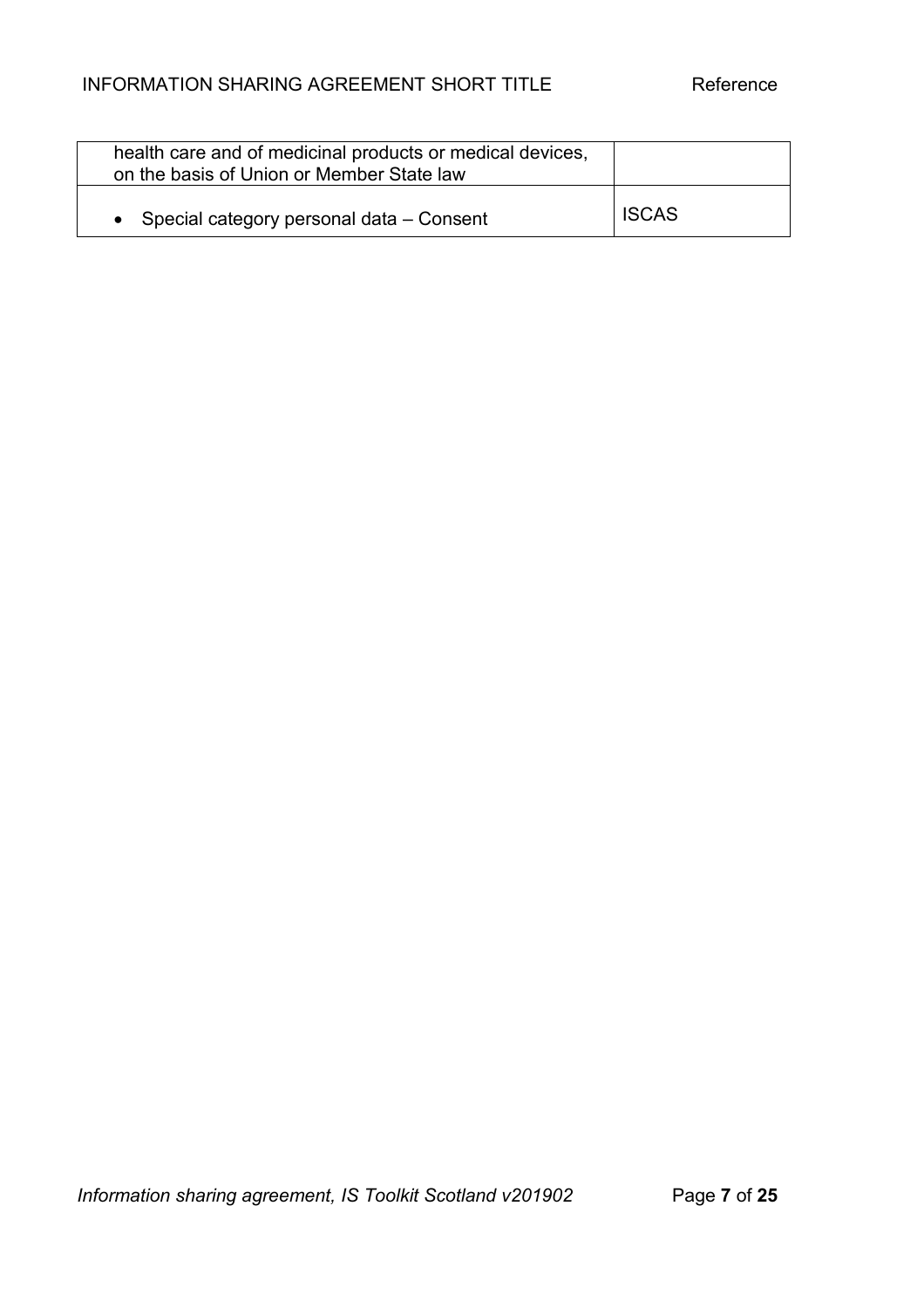| | |
|---|---|
| health care and of medicinal products or medical devices, on the basis of Union or Member State law | |
| • Special category personal data – Consent | ISCAS |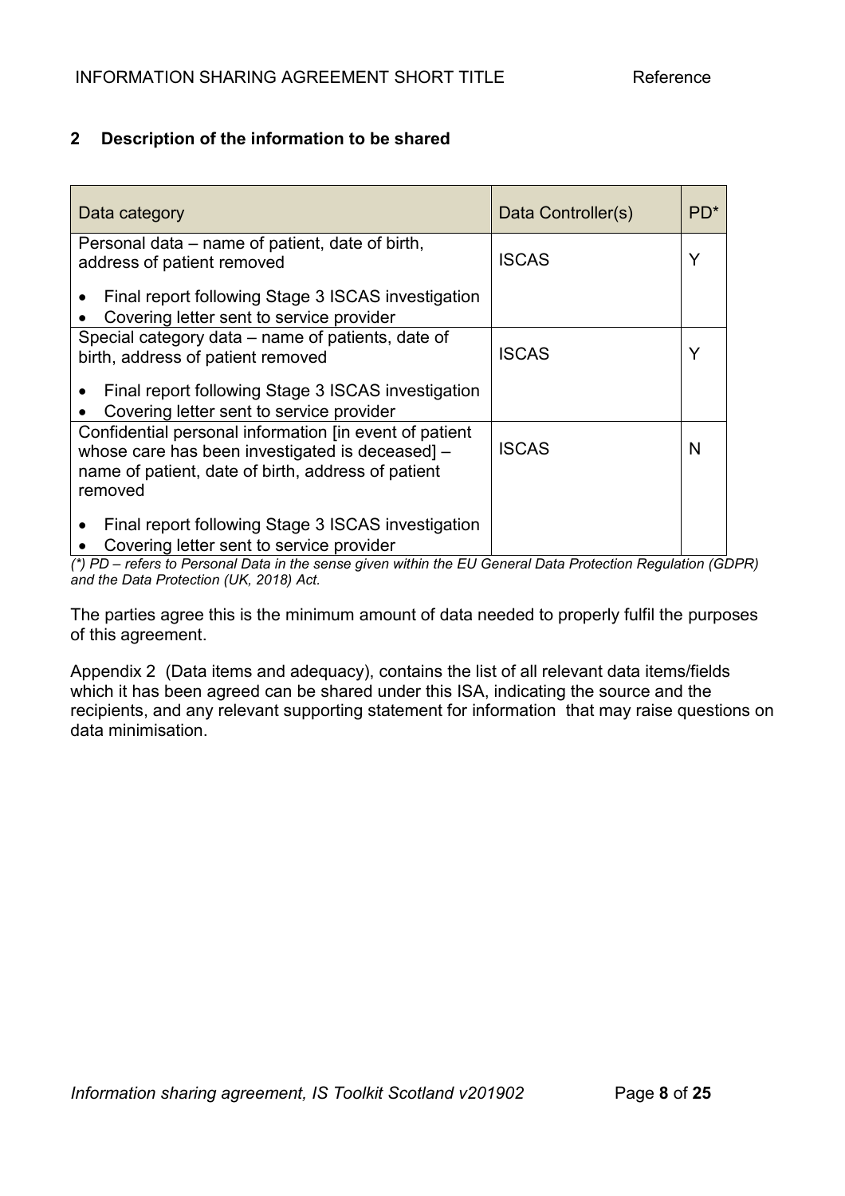## 2 Description of the information to be shared

| Data category | Data Controller(s) | PD* |
|---|---|---|
| Personal data – name of patient, date of birth, address of patient removed<br>• Final report following Stage 3 ISCAS investigation<br>• Covering letter sent to service provider | ISCAS | Y |
| Special category data – name of patients, date of birth, address of patient removed<br>• Final report following Stage 3 ISCAS investigation<br>• Covering letter sent to service provider | ISCAS | Y |
| Confidential personal information [in event of patient whose care has been investigated is deceased] – name of patient, date of birth, address of patient removed<br>• Final report following Stage 3 ISCAS investigation<br>• Covering letter sent to service provider | ISCAS | N |

*(\*) PD – refers to Personal Data in the sense given within the EU General Data Protection Regulation (GDPR) and the Data Protection (UK, 2018) Act.*

The parties agree this is the minimum amount of data needed to properly fulfil the purposes of this agreement.

Appendix 2 (Data items and adequacy), contains the list of all relevant data items/fields which it has been agreed can be shared under this ISA, indicating the source and the recipients, and any relevant supporting statement for information that may raise questions on data minimisation.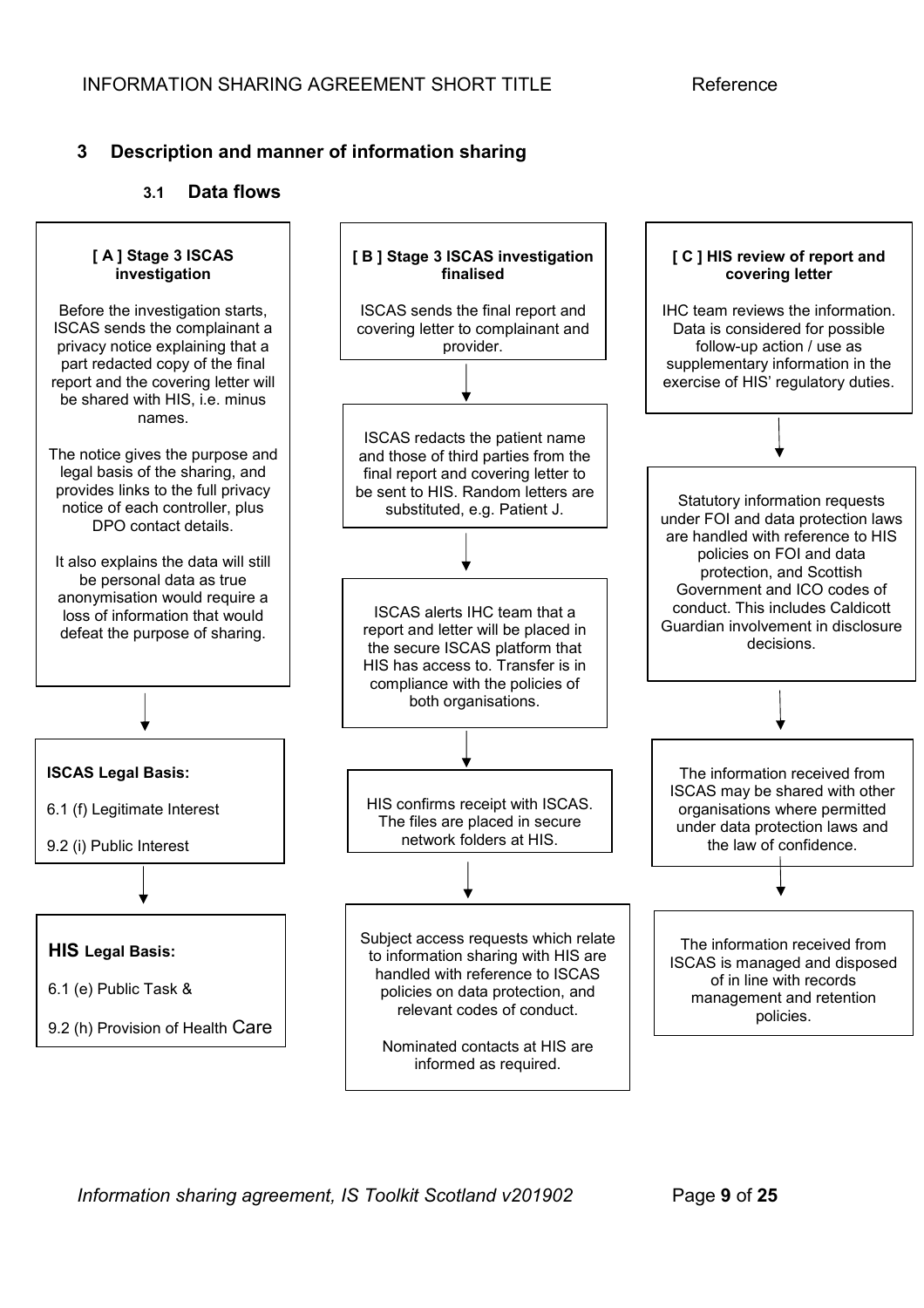## 3 Description and manner of information sharing

### 3.1 Data flows

**[ A ] Stage 3 ISCAS investigation**

Before the investigation starts, ISCAS sends the complainant a privacy notice explaining that a part redacted copy of the final report and the covering letter will be shared with HIS, i.e. minus names.

The notice gives the purpose and legal basis of the sharing, and provides links to the full privacy notice of each controller, plus DPO contact details.

It also explains the data will still be personal data as true anonymisation would require a loss of information that would defeat the purpose of sharing.

↓

**ISCAS Legal Basis:**

6.1 (f) Legitimate Interest

9.2 (i) Public Interest

↓

**HIS Legal Basis:**

6.1 (e) Public Task &

9.2 (h) Provision of Health Care

**[ B ] Stage 3 ISCAS investigation finalised**

ISCAS sends the final report and covering letter to complainant and provider.

↓

ISCAS redacts the patient name and those of third parties from the final report and covering letter to be sent to HIS. Random letters are substituted, e.g. Patient J.

↓

ISCAS alerts IHC team that a report and letter will be placed in the secure ISCAS platform that HIS has access to. Transfer is in compliance with the policies of both organisations.

↓

HIS confirms receipt with ISCAS. The files are placed in secure network folders at HIS.

↓

Subject access requests which relate to information sharing with HIS are handled with reference to ISCAS policies on data protection, and relevant codes of conduct.

Nominated contacts at HIS are informed as required.

**[ C ] HIS review of report and covering letter**

IHC team reviews the information. Data is considered for possible follow-up action / use as supplementary information in the exercise of HIS' regulatory duties.

↓

Statutory information requests under FOI and data protection laws are handled with reference to HIS policies on FOI and data protection, and Scottish Government and ICO codes of conduct. This includes Caldicott Guardian involvement in disclosure decisions.

↓

The information received from ISCAS may be shared with other organisations where permitted under data protection laws and the law of confidence.

↓

The information received from ISCAS is managed and disposed of in line with records management and retention policies.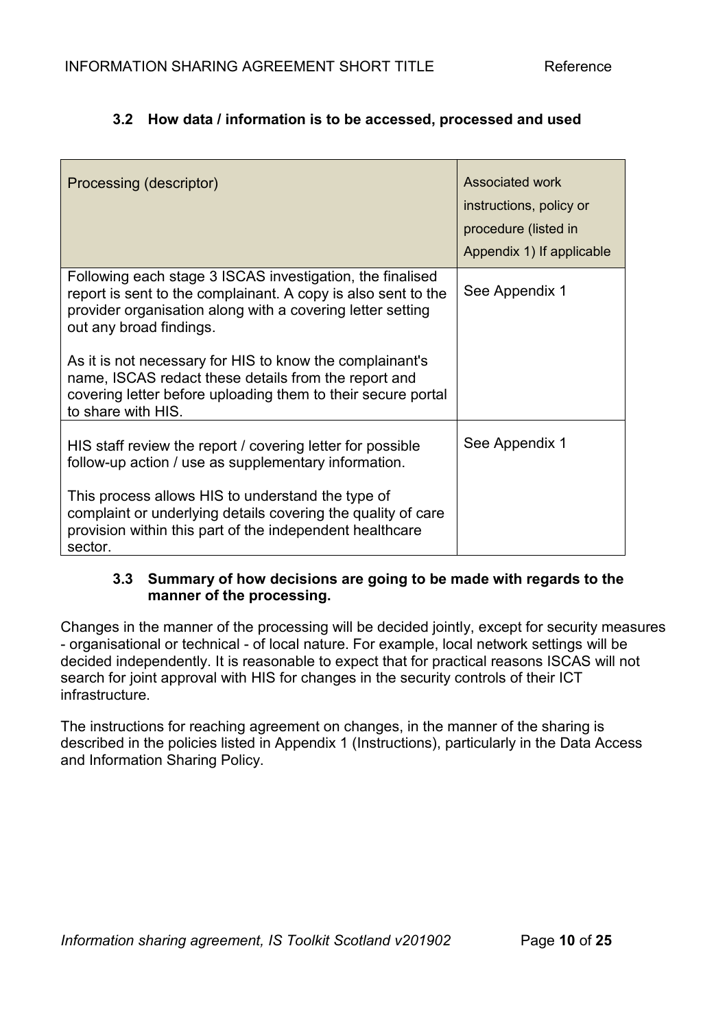### 3.2 How data / information is to be accessed, processed and used

| Processing (descriptor) | Associated work instructions, policy or procedure (listed in Appendix 1) If applicable |
|---|---|
| Following each stage 3 ISCAS investigation, the finalised report is sent to the complainant. A copy is also sent to the provider organisation along with a covering letter setting out any broad findings.<br><br>As it is not necessary for HIS to know the complainant's name, ISCAS redact these details from the report and covering letter before uploading them to their secure portal to share with HIS. | See Appendix 1 |
| HIS staff review the report / covering letter for possible follow-up action / use as supplementary information.<br><br>This process allows HIS to understand the type of complaint or underlying details covering the quality of care provision within this part of the independent healthcare sector. | See Appendix 1 |

### 3.3 Summary of how decisions are going to be made with regards to the manner of the processing.

Changes in the manner of the processing will be decided jointly, except for security measures - organisational or technical - of local nature. For example, local network settings will be decided independently. It is reasonable to expect that for practical reasons ISCAS will not search for joint approval with HIS for changes in the security controls of their ICT infrastructure.

The instructions for reaching agreement on changes, in the manner of the sharing is described in the policies listed in Appendix 1 (Instructions), particularly in the Data Access and Information Sharing Policy.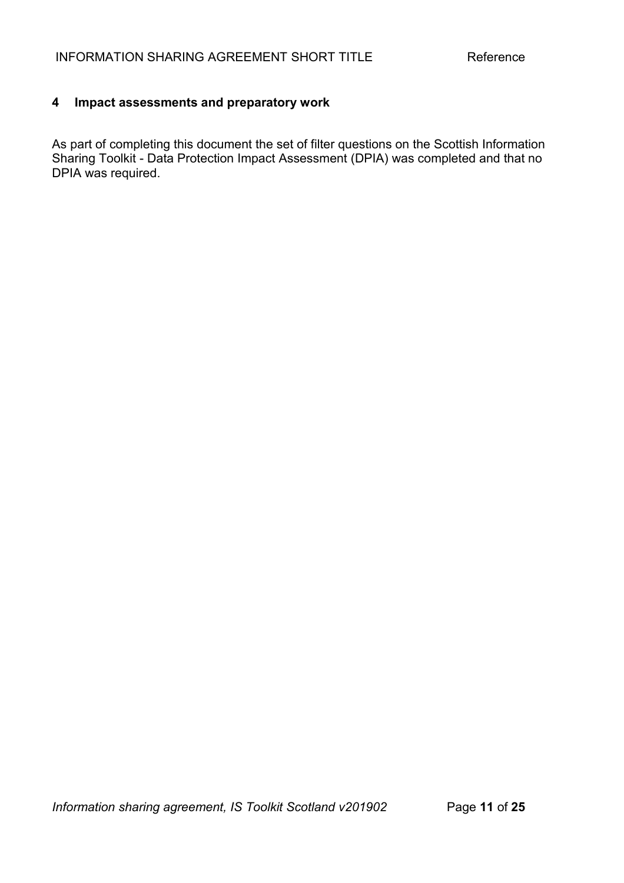## 4 Impact assessments and preparatory work

As part of completing this document the set of filter questions on the Scottish Information Sharing Toolkit - Data Protection Impact Assessment (DPIA) was completed and that no DPIA was required.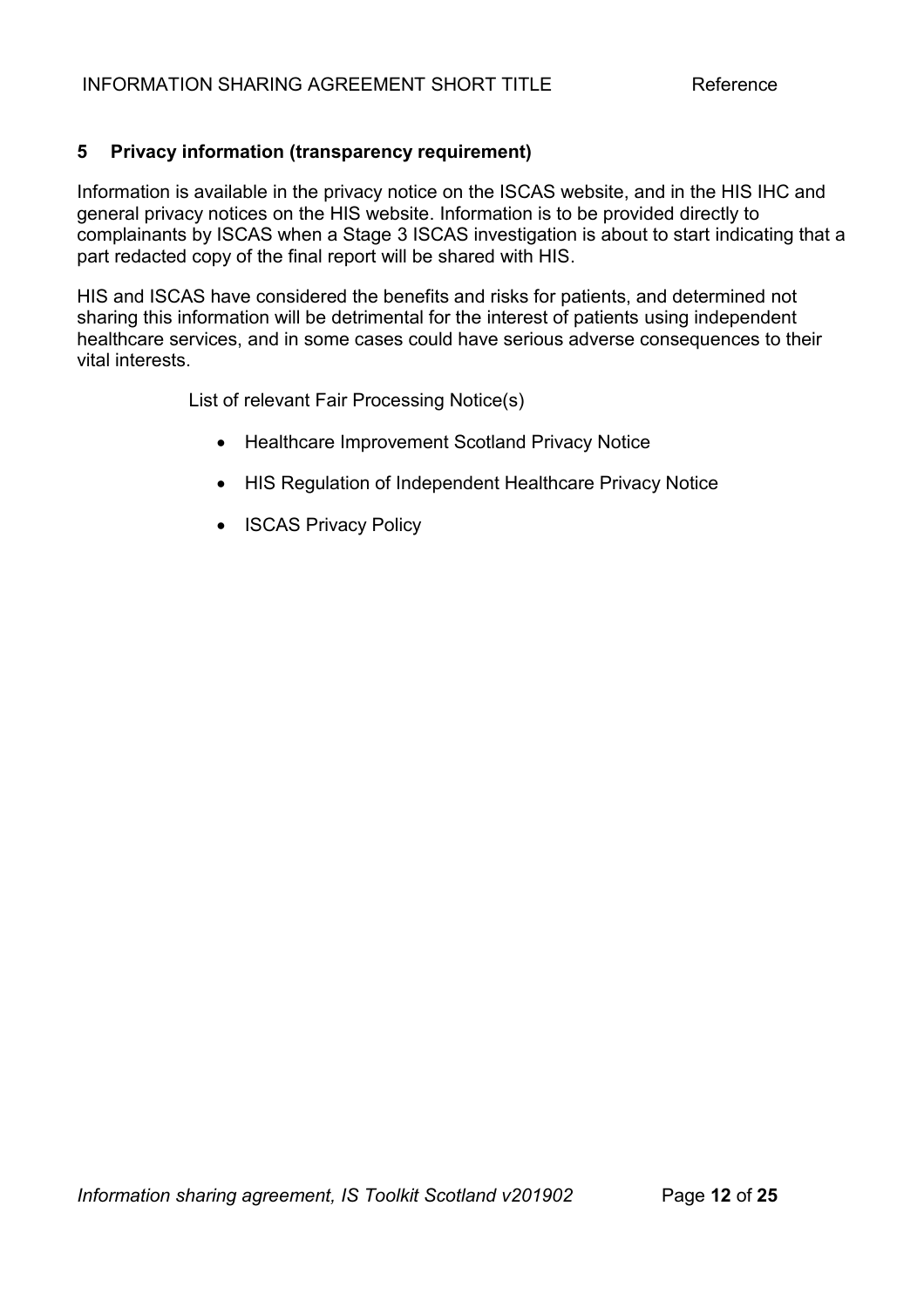## 5 Privacy information (transparency requirement)

Information is available in the privacy notice on the ISCAS website, and in the HIS IHC and general privacy notices on the HIS website. Information is to be provided directly to complainants by ISCAS when a Stage 3 ISCAS investigation is about to start indicating that a part redacted copy of the final report will be shared with HIS.

HIS and ISCAS have considered the benefits and risks for patients, and determined not sharing this information will be detrimental for the interest of patients using independent healthcare services, and in some cases could have serious adverse consequences to their vital interests.

List of relevant Fair Processing Notice(s)

- Healthcare Improvement Scotland Privacy Notice
- HIS Regulation of Independent Healthcare Privacy Notice
- ISCAS Privacy Policy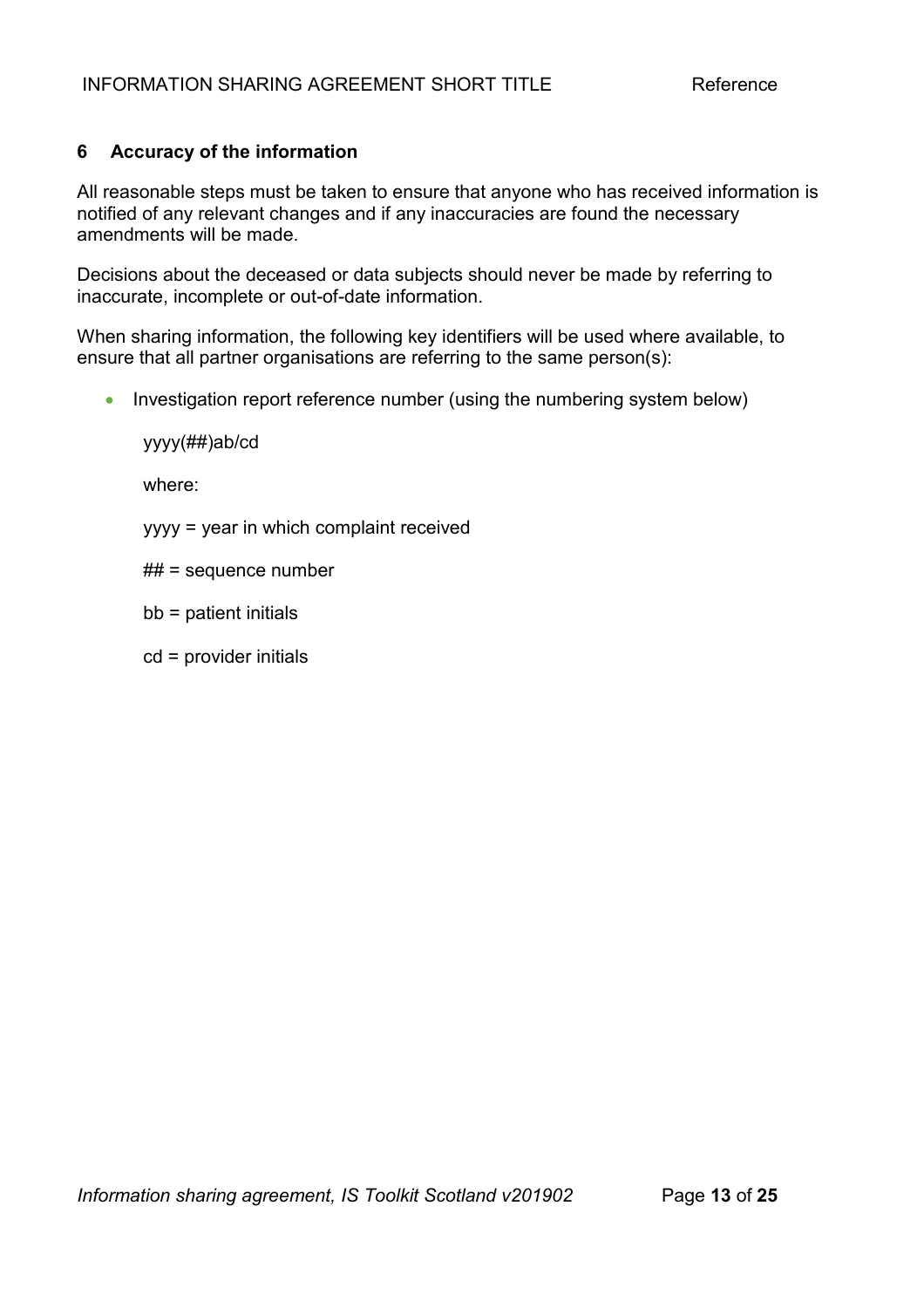## 6 Accuracy of the information

All reasonable steps must be taken to ensure that anyone who has received information is notified of any relevant changes and if any inaccuracies are found the necessary amendments will be made.

Decisions about the deceased or data subjects should never be made by referring to inaccurate, incomplete or out-of-date information.

When sharing information, the following key identifiers will be used where available, to ensure that all partner organisations are referring to the same person(s):

- Investigation report reference number (using the numbering system below)

  yyyy(##)ab/cd

  where:

  yyyy = year in which complaint received

  ## = sequence number

  bb = patient initials

  cd = provider initials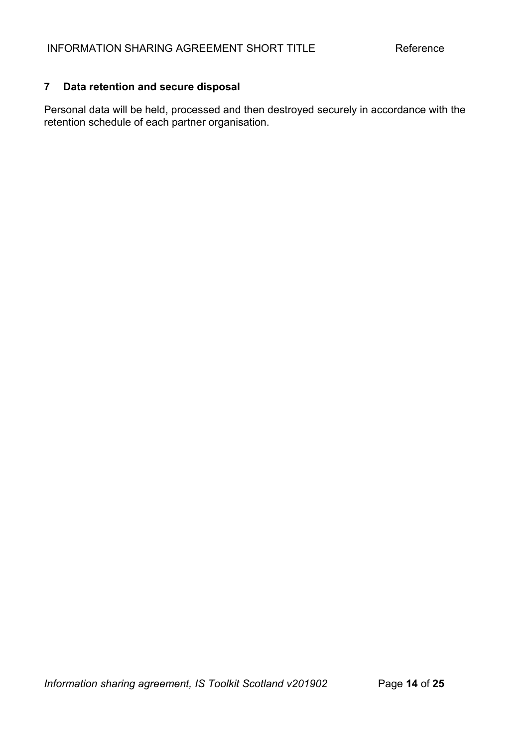## 7 Data retention and secure disposal

Personal data will be held, processed and then destroyed securely in accordance with the retention schedule of each partner organisation.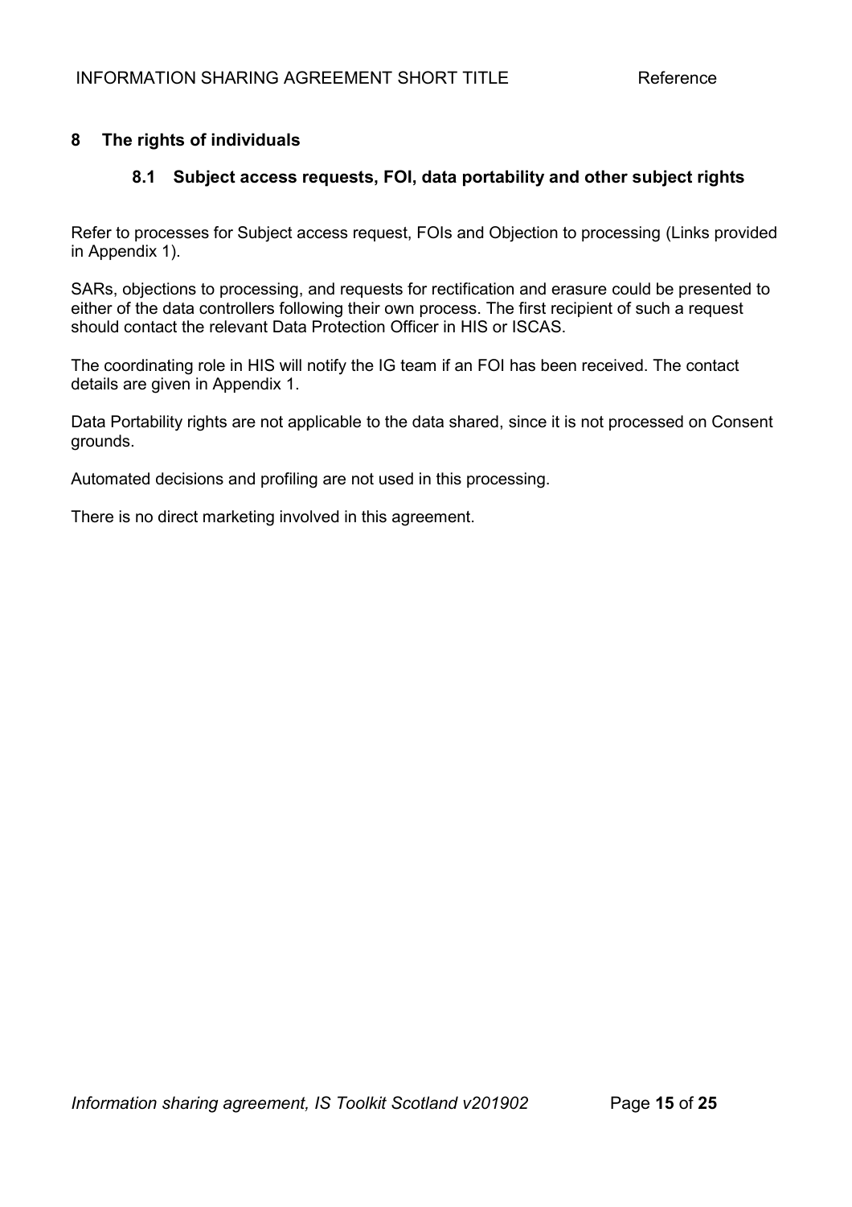## 8 The rights of individuals

### 8.1 Subject access requests, FOI, data portability and other subject rights

Refer to processes for Subject access request, FOIs and Objection to processing (Links provided in Appendix 1).

SARs, objections to processing, and requests for rectification and erasure could be presented to either of the data controllers following their own process. The first recipient of such a request should contact the relevant Data Protection Officer in HIS or ISCAS.

The coordinating role in HIS will notify the IG team if an FOI has been received. The contact details are given in Appendix 1.

Data Portability rights are not applicable to the data shared, since it is not processed on Consent grounds.

Automated decisions and profiling are not used in this processing.

There is no direct marketing involved in this agreement.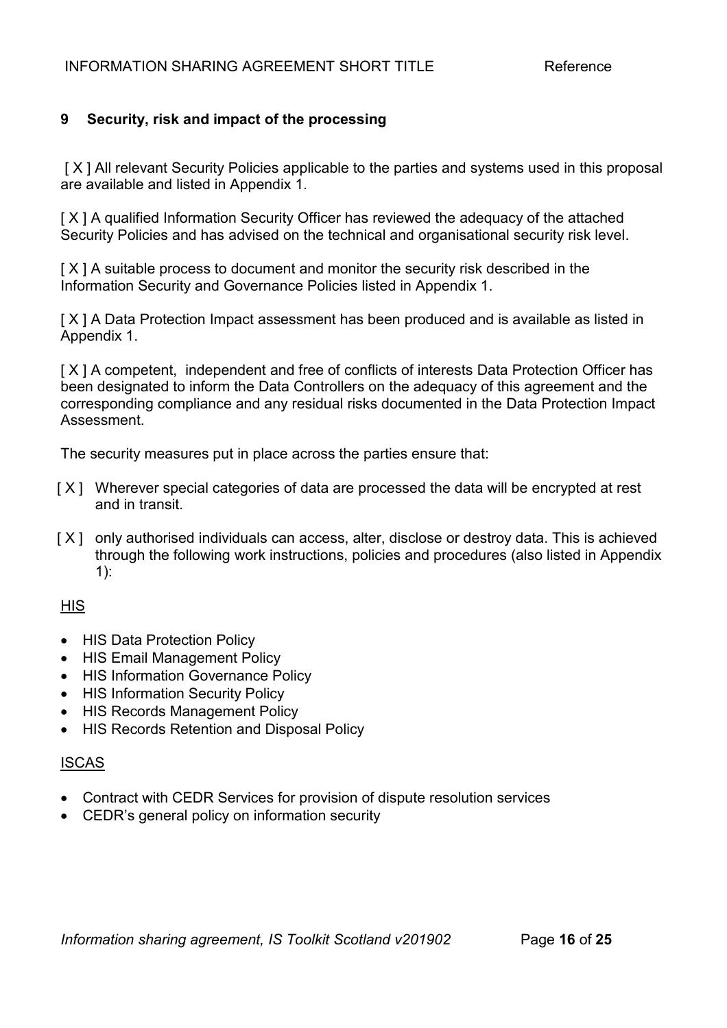## 9 Security, risk and impact of the processing

[ X ] All relevant Security Policies applicable to the parties and systems used in this proposal are available and listed in Appendix 1.

[ X ] A qualified Information Security Officer has reviewed the adequacy of the attached Security Policies and has advised on the technical and organisational security risk level.

[ X ] A suitable process to document and monitor the security risk described in the Information Security and Governance Policies listed in Appendix 1.

[ X ] A Data Protection Impact assessment has been produced and is available as listed in Appendix 1.

[ X ] A competent, independent and free of conflicts of interests Data Protection Officer has been designated to inform the Data Controllers on the adequacy of this agreement and the corresponding compliance and any residual risks documented in the Data Protection Impact Assessment.

The security measures put in place across the parties ensure that:

[ X ] Wherever special categories of data are processed the data will be encrypted at rest and in transit.

[ X ] only authorised individuals can access, alter, disclose or destroy data. This is achieved through the following work instructions, policies and procedures (also listed in Appendix 1):

<u>HIS</u>

- HIS Data Protection Policy
- HIS Email Management Policy
- HIS Information Governance Policy
- HIS Information Security Policy
- HIS Records Management Policy
- HIS Records Retention and Disposal Policy

<u>ISCAS</u>

- Contract with CEDR Services for provision of dispute resolution services
- CEDR's general policy on information security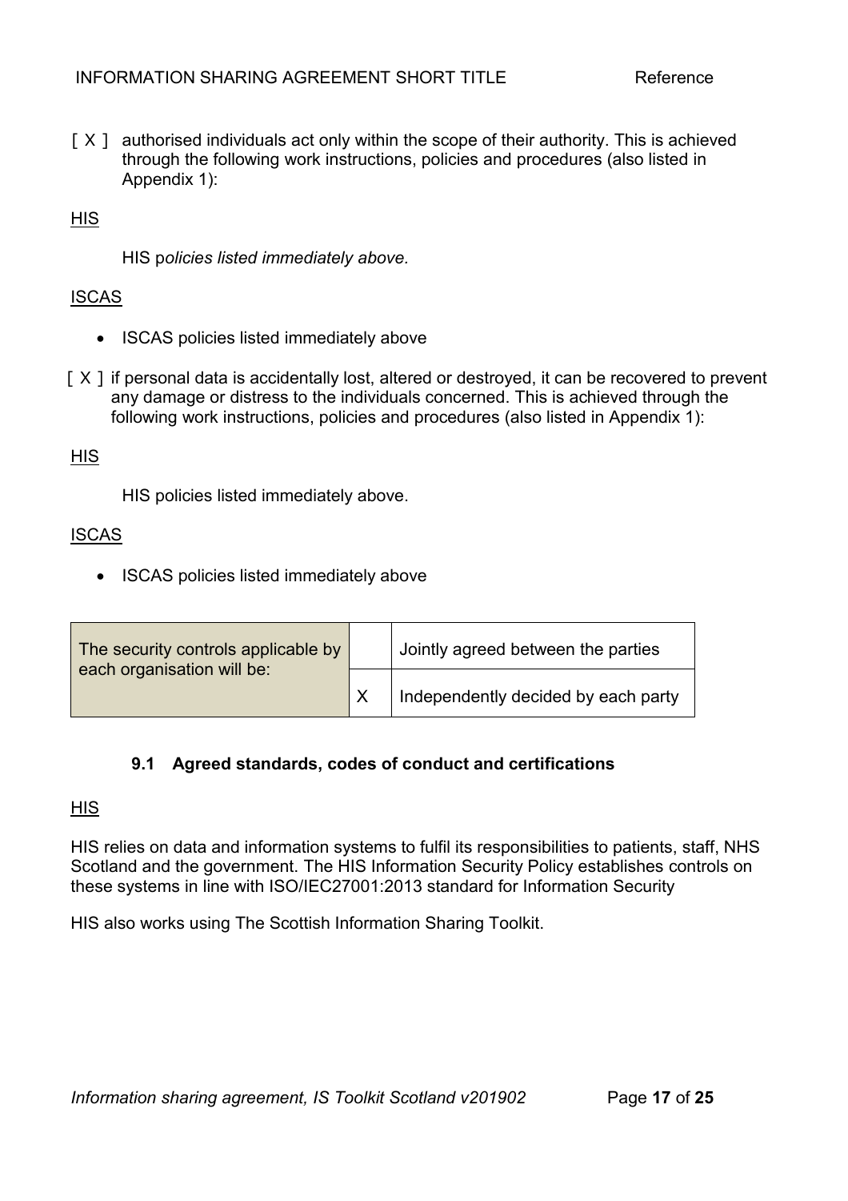[ X ] authorised individuals act only within the scope of their authority. This is achieved through the following work instructions, policies and procedures (also listed in Appendix 1):

<u>HIS</u>

HIS p*olicies listed immediately above.*

<u>ISCAS</u>

- ISCAS policies listed immediately above

[ X ] if personal data is accidentally lost, altered or destroyed, it can be recovered to prevent any damage or distress to the individuals concerned. This is achieved through the following work instructions, policies and procedures (also listed in Appendix 1):

<u>HIS</u>

HIS policies listed immediately above.

<u>ISCAS</u>

- ISCAS policies listed immediately above

| The security controls applicable by each organisation will be: | | Jointly agreed between the parties |
|---|---|---|
| | X | Independently decided by each party |

### 9.1 Agreed standards, codes of conduct and certifications

<u>HIS</u>

HIS relies on data and information systems to fulfil its responsibilities to patients, staff, NHS Scotland and the government. The HIS Information Security Policy establishes controls on these systems in line with ISO/IEC27001:2013 standard for Information Security

HIS also works using The Scottish Information Sharing Toolkit.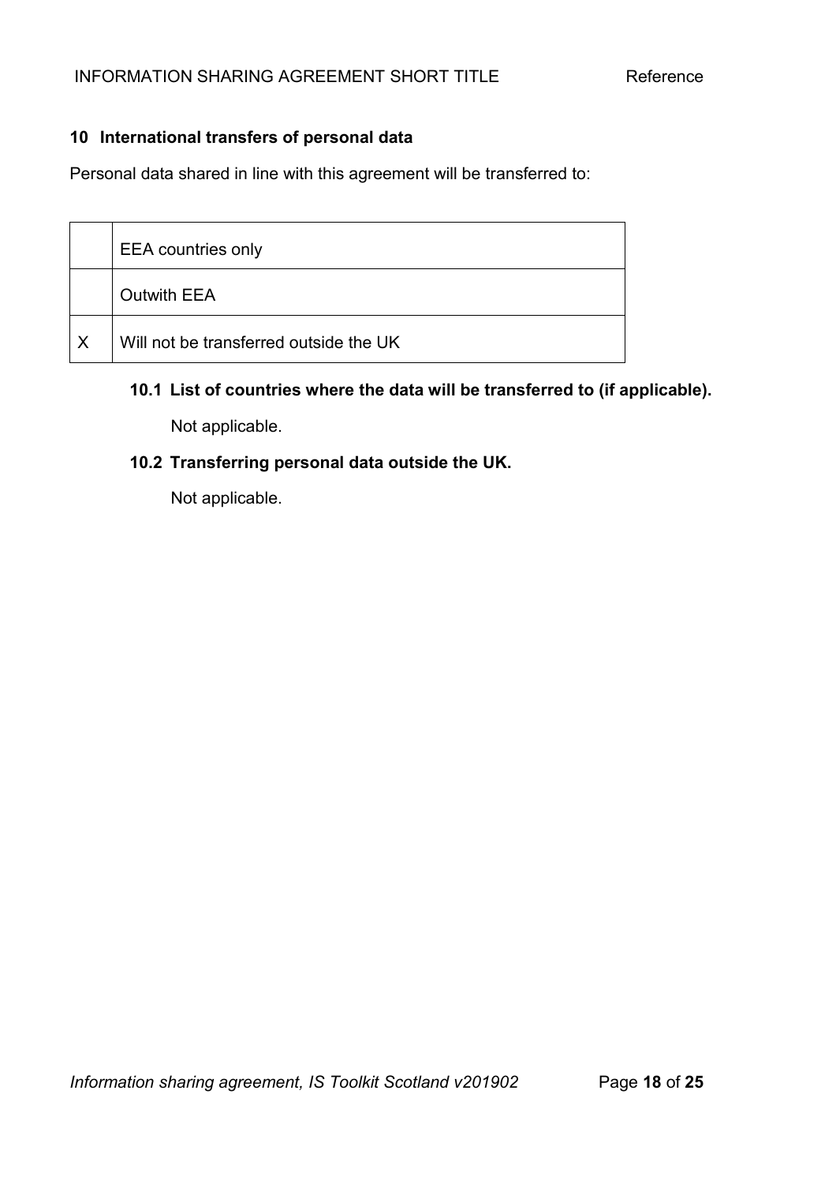## 10 International transfers of personal data

Personal data shared in line with this agreement will be transferred to:

| | |
|---|---|
| | EEA countries only |
| | Outwith EEA |
| X | Will not be transferred outside the UK |

### 10.1 List of countries where the data will be transferred to (if applicable).

Not applicable.

### 10.2 Transferring personal data outside the UK.

Not applicable.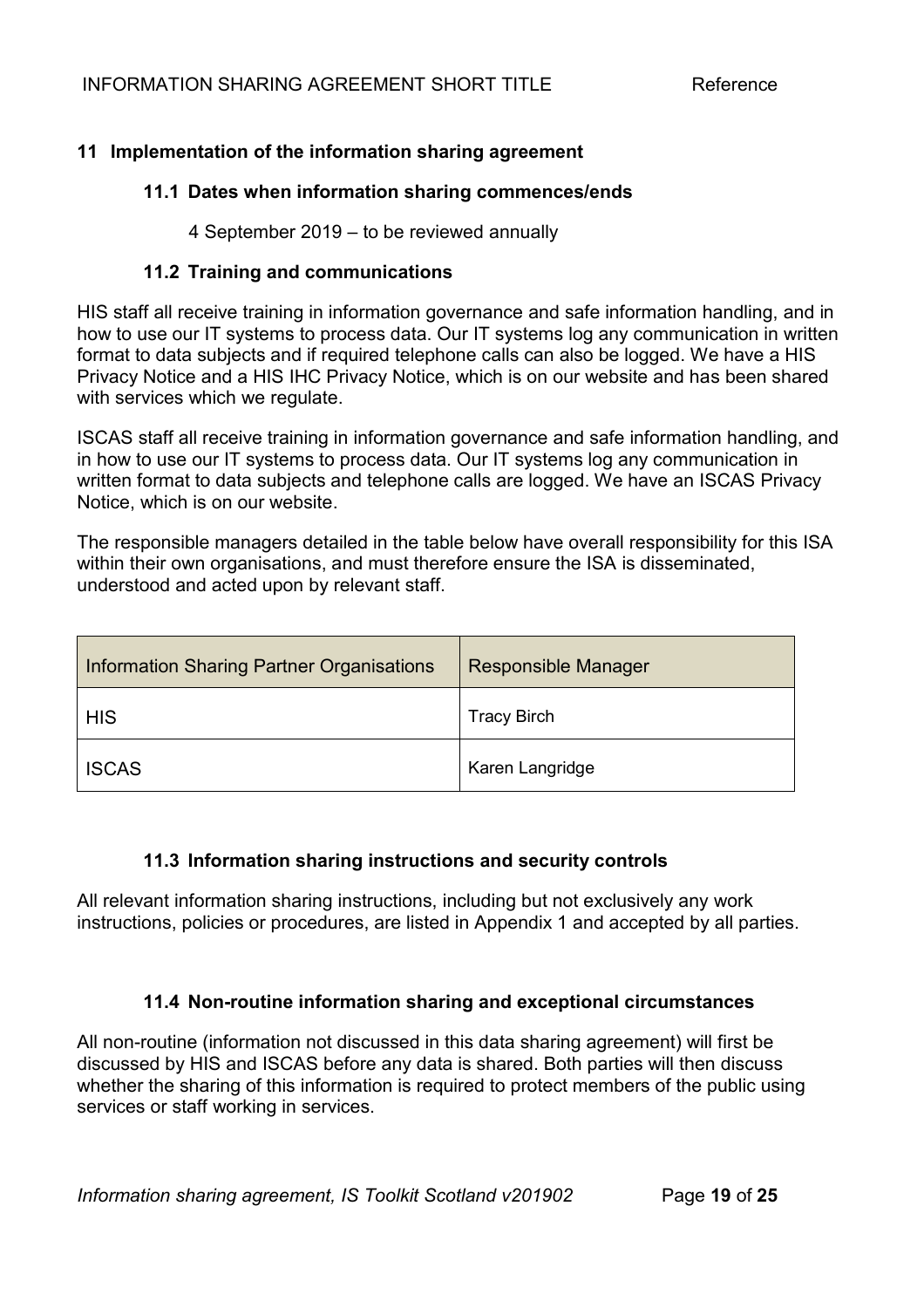## 11 Implementation of the information sharing agreement

### 11.1 Dates when information sharing commences/ends

4 September 2019 – to be reviewed annually

### 11.2 Training and communications

HIS staff all receive training in information governance and safe information handling, and in how to use our IT systems to process data. Our IT systems log any communication in written format to data subjects and if required telephone calls can also be logged. We have a HIS Privacy Notice and a HIS IHC Privacy Notice, which is on our website and has been shared with services which we regulate.

ISCAS staff all receive training in information governance and safe information handling, and in how to use our IT systems to process data. Our IT systems log any communication in written format to data subjects and telephone calls are logged. We have an ISCAS Privacy Notice, which is on our website.

The responsible managers detailed in the table below have overall responsibility for this ISA within their own organisations, and must therefore ensure the ISA is disseminated, understood and acted upon by relevant staff.

| Information Sharing Partner Organisations | Responsible Manager |
|---|---|
| HIS | Tracy Birch |
| ISCAS | Karen Langridge |

### 11.3 Information sharing instructions and security controls

All relevant information sharing instructions, including but not exclusively any work instructions, policies or procedures, are listed in Appendix 1 and accepted by all parties.

### 11.4 Non-routine information sharing and exceptional circumstances

All non-routine (information not discussed in this data sharing agreement) will first be discussed by HIS and ISCAS before any data is shared. Both parties will then discuss whether the sharing of this information is required to protect members of the public using services or staff working in services.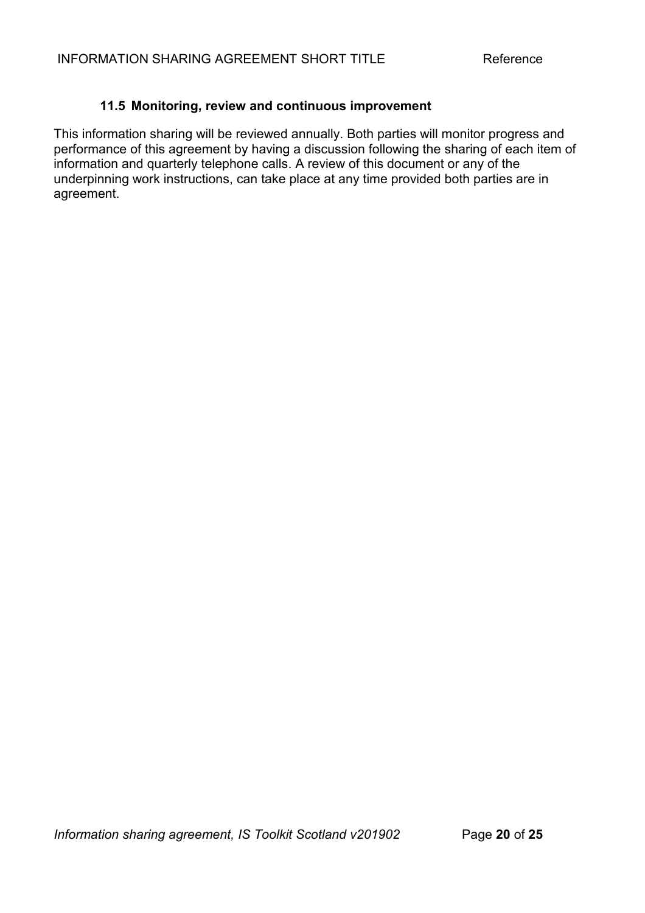### 11.5 Monitoring, review and continuous improvement

This information sharing will be reviewed annually. Both parties will monitor progress and performance of this agreement by having a discussion following the sharing of each item of information and quarterly telephone calls. A review of this document or any of the underpinning work instructions, can take place at any time provided both parties are in agreement.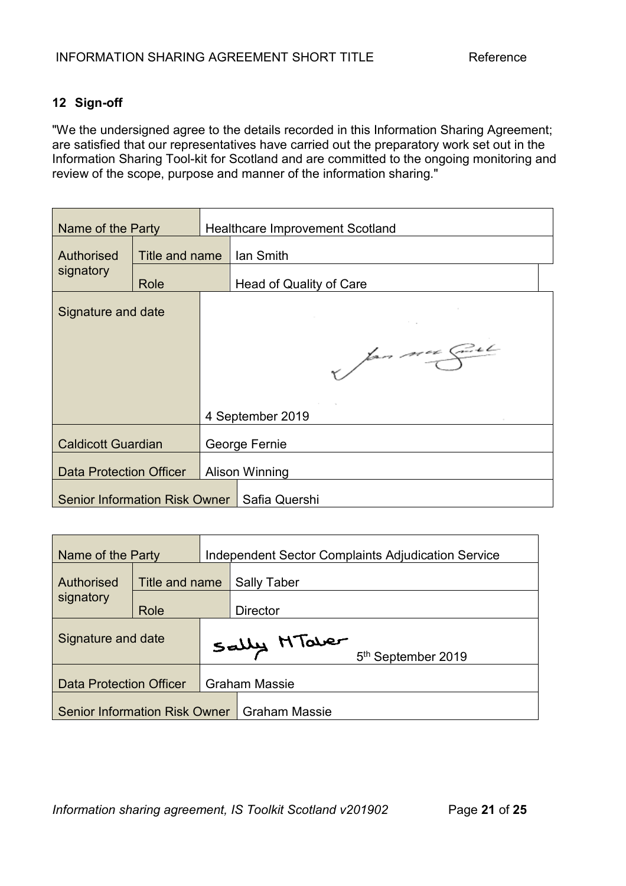## 12 Sign-off

"We the undersigned agree to the details recorded in this Information Sharing Agreement; are satisfied that our representatives have carried out the preparatory work set out in the Information Sharing Tool-kit for Scotland and are committed to the ongoing monitoring and review of the scope, purpose and manner of the information sharing."

| Name of the Party | | Healthcare Improvement Scotland |
|---|---|---|
| Authorised signatory | Title and name | Ian Smith |
| | Role | Head of Quality of Care |
| Signature and date | | 4 September 2019 |
| Caldicott Guardian | | George Fernie |
| Data Protection Officer | | Alison Winning |
| Senior Information Risk Owner | | Safia Quershi |

| Name of the Party | | Independent Sector Complaints Adjudication Service |
|---|---|---|
| Authorised signatory | Title and name | Sally Taber |
| | Role | Director |
| Signature and date | | Sally M Taber 5th September 2019 |
| Data Protection Officer | | Graham Massie |
| Senior Information Risk Owner | | Graham Massie |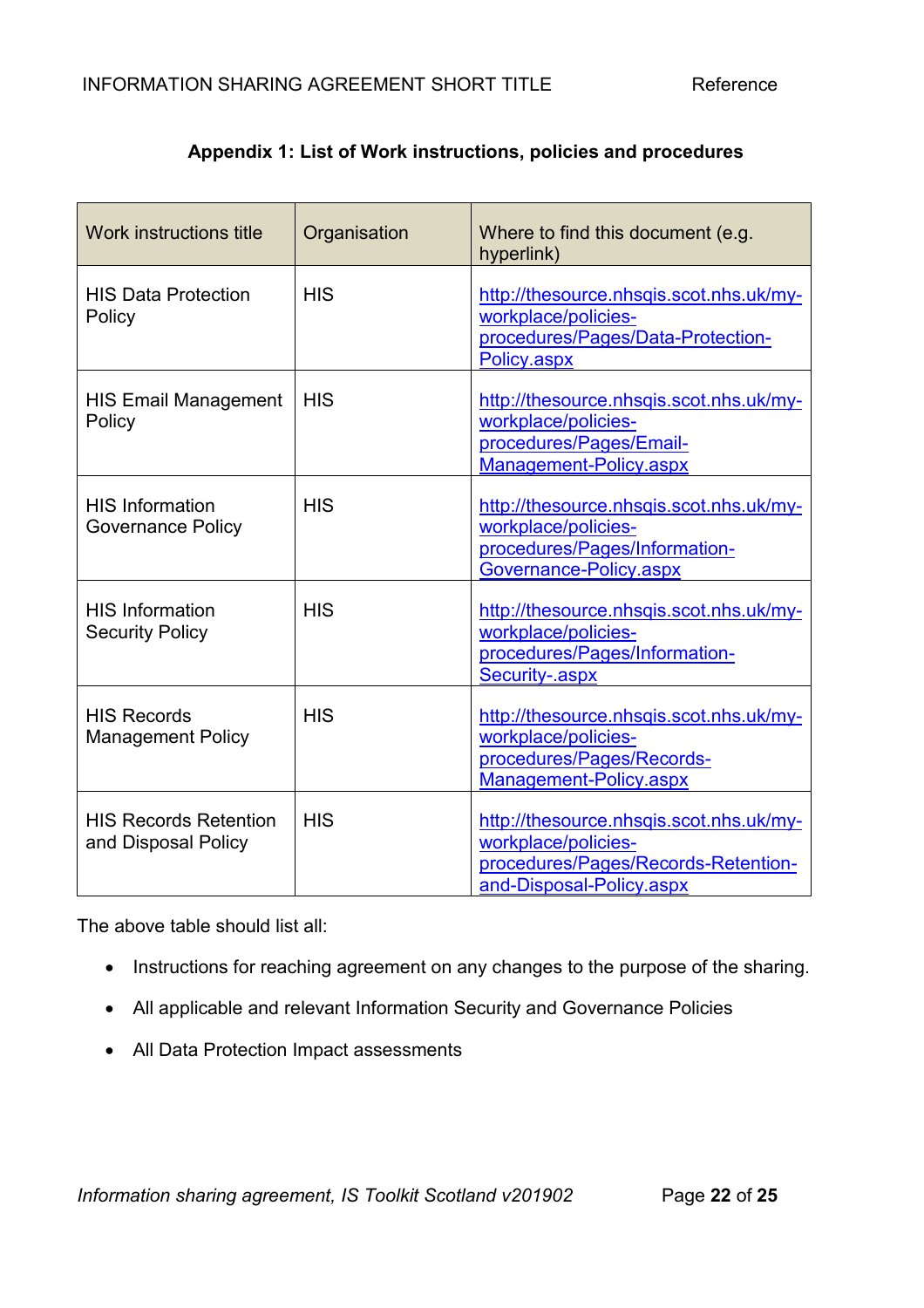**Appendix 1: List of Work instructions, policies and procedures**

| Work instructions title | Organisation | Where to find this document (e.g. hyperlink) |
|---|---|---|
| HIS Data Protection Policy | HIS | http://thesource.nhsqis.scot.nhs.uk/my-workplace/policies-procedures/Pages/Data-Protection-Policy.aspx |
| HIS Email Management Policy | HIS | http://thesource.nhsqis.scot.nhs.uk/my-workplace/policies-procedures/Pages/Email-Management-Policy.aspx |
| HIS Information Governance Policy | HIS | http://thesource.nhsqis.scot.nhs.uk/my-workplace/policies-procedures/Pages/Information-Governance-Policy.aspx |
| HIS Information Security Policy | HIS | http://thesource.nhsqis.scot.nhs.uk/my-workplace/policies-procedures/Pages/Information-Security-.aspx |
| HIS Records Management Policy | HIS | http://thesource.nhsqis.scot.nhs.uk/my-workplace/policies-procedures/Pages/Records-Management-Policy.aspx |
| HIS Records Retention and Disposal Policy | HIS | http://thesource.nhsqis.scot.nhs.uk/my-workplace/policies-procedures/Pages/Records-Retention-and-Disposal-Policy.aspx |

The above table should list all:

- Instructions for reaching agreement on any changes to the purpose of the sharing.
- All applicable and relevant Information Security and Governance Policies
- All Data Protection Impact assessments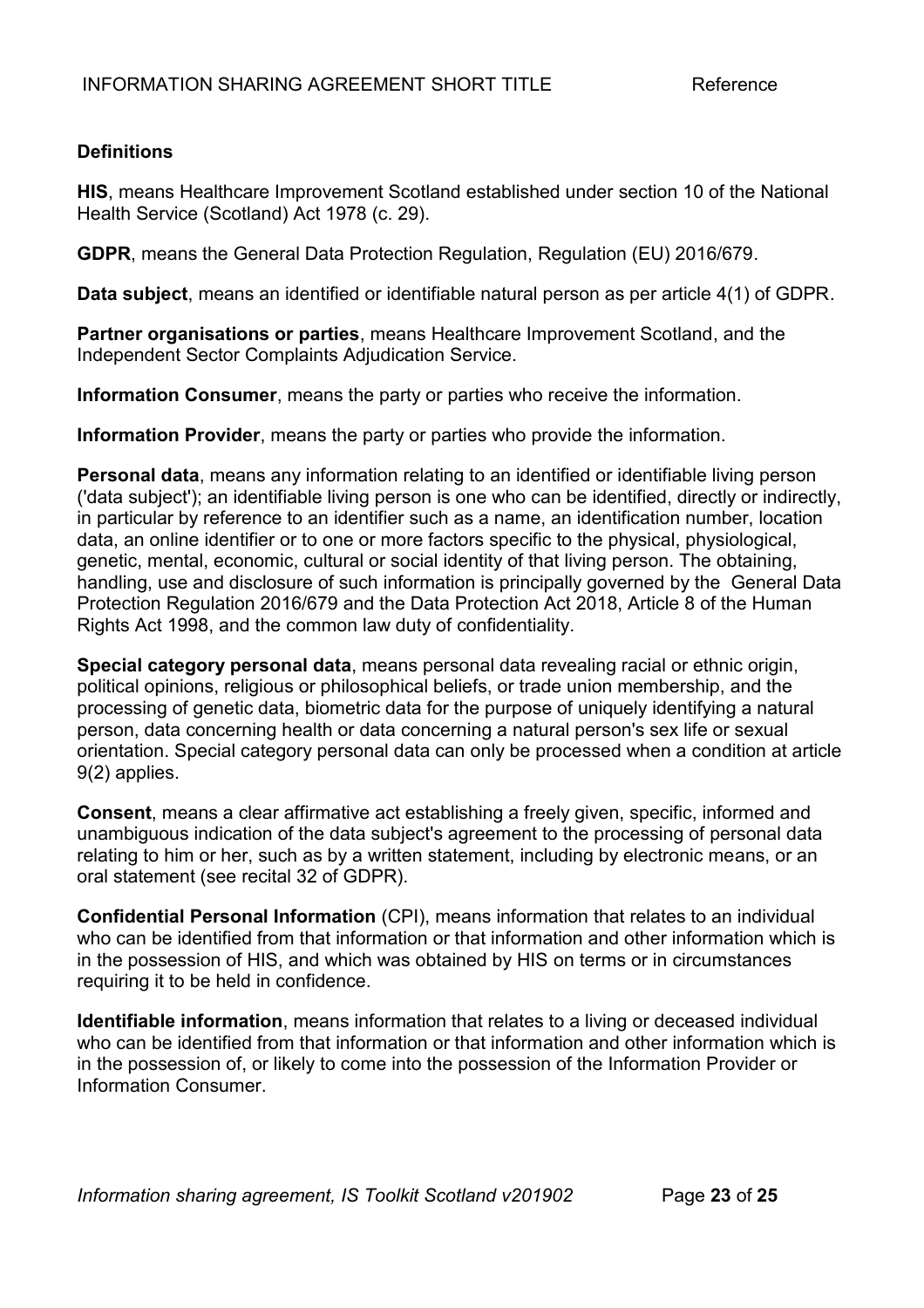**Definitions**

**HIS**, means Healthcare Improvement Scotland established under section 10 of the National Health Service (Scotland) Act 1978 (c. 29).

**GDPR**, means the General Data Protection Regulation, Regulation (EU) 2016/679.

**Data subject**, means an identified or identifiable natural person as per article 4(1) of GDPR.

**Partner organisations or parties**, means Healthcare Improvement Scotland, and the Independent Sector Complaints Adjudication Service.

**Information Consumer**, means the party or parties who receive the information.

**Information Provider**, means the party or parties who provide the information.

**Personal data**, means any information relating to an identified or identifiable living person ('data subject'); an identifiable living person is one who can be identified, directly or indirectly, in particular by reference to an identifier such as a name, an identification number, location data, an online identifier or to one or more factors specific to the physical, physiological, genetic, mental, economic, cultural or social identity of that living person. The obtaining, handling, use and disclosure of such information is principally governed by the General Data Protection Regulation 2016/679 and the Data Protection Act 2018, Article 8 of the Human Rights Act 1998, and the common law duty of confidentiality.

**Special category personal data**, means personal data revealing racial or ethnic origin, political opinions, religious or philosophical beliefs, or trade union membership, and the processing of genetic data, biometric data for the purpose of uniquely identifying a natural person, data concerning health or data concerning a natural person's sex life or sexual orientation. Special category personal data can only be processed when a condition at article 9(2) applies.

**Consent**, means a clear affirmative act establishing a freely given, specific, informed and unambiguous indication of the data subject's agreement to the processing of personal data relating to him or her, such as by a written statement, including by electronic means, or an oral statement (see recital 32 of GDPR).

**Confidential Personal Information** (CPI), means information that relates to an individual who can be identified from that information or that information and other information which is in the possession of HIS, and which was obtained by HIS on terms or in circumstances requiring it to be held in confidence.

**Identifiable information**, means information that relates to a living or deceased individual who can be identified from that information or that information and other information which is in the possession of, or likely to come into the possession of the Information Provider or Information Consumer.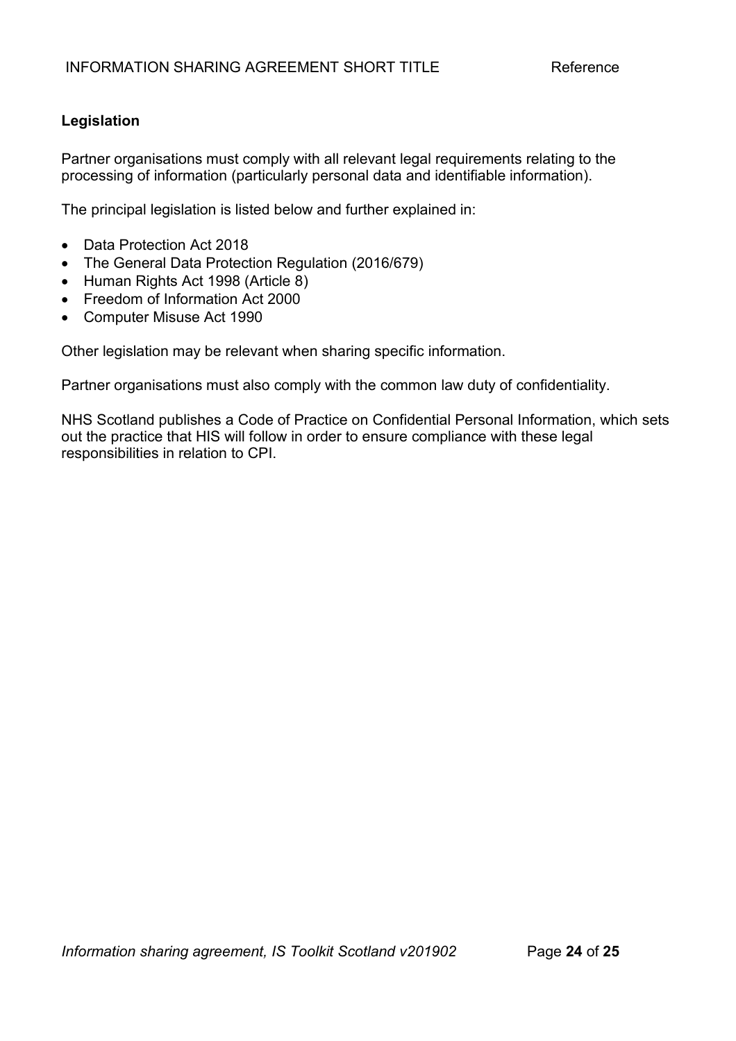**Legislation**

Partner organisations must comply with all relevant legal requirements relating to the processing of information (particularly personal data and identifiable information).

The principal legislation is listed below and further explained in:

- Data Protection Act 2018
- The General Data Protection Regulation (2016/679)
- Human Rights Act 1998 (Article 8)
- Freedom of Information Act 2000
- Computer Misuse Act 1990

Other legislation may be relevant when sharing specific information.

Partner organisations must also comply with the common law duty of confidentiality.

NHS Scotland publishes a Code of Practice on Confidential Personal Information, which sets out the practice that HIS will follow in order to ensure compliance with these legal responsibilities in relation to CPI.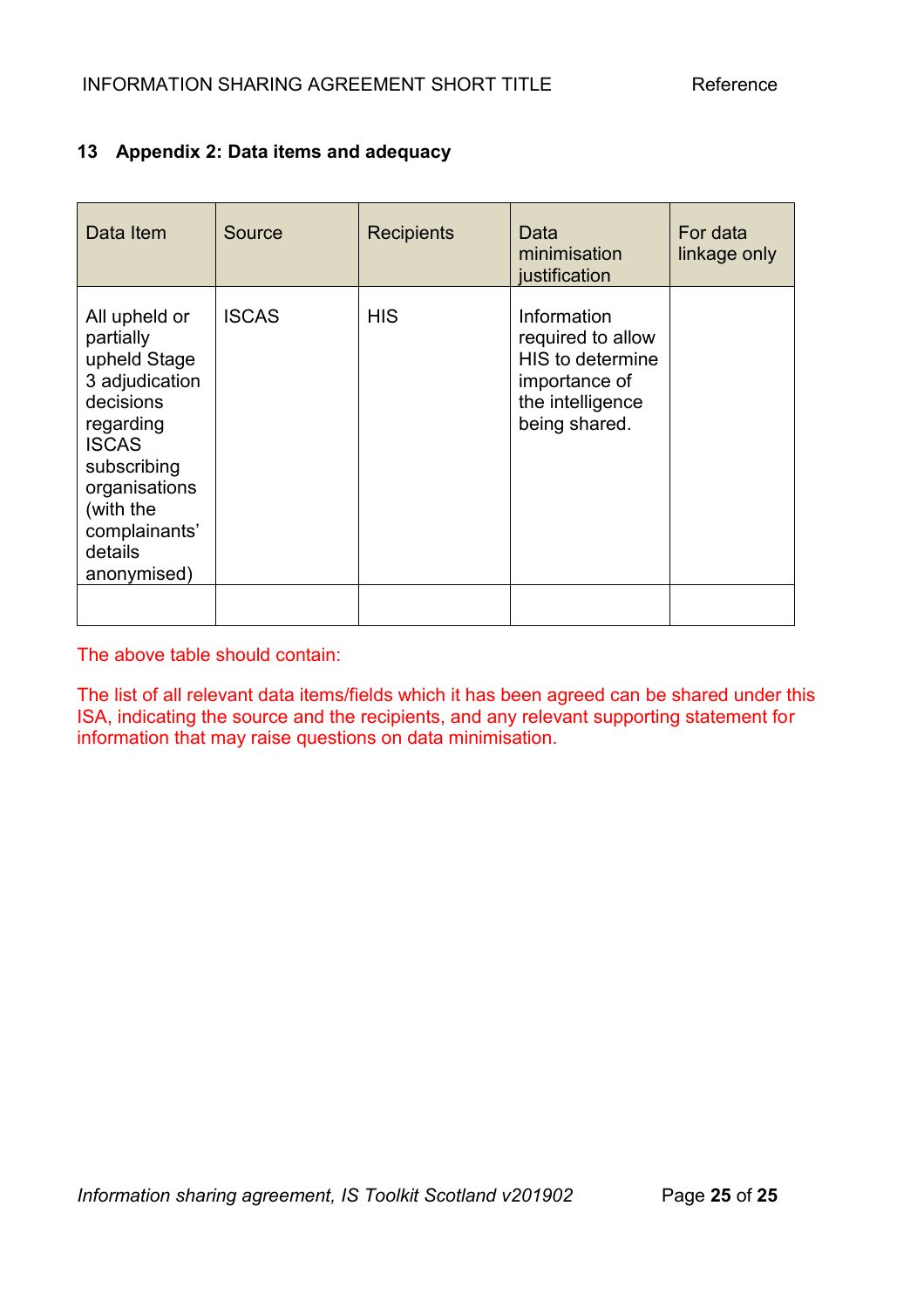## 13 Appendix 2: Data items and adequacy

| Data Item | Source | Recipients | Data minimisation justification | For data linkage only |
|---|---|---|---|---|
| All upheld or partially upheld Stage 3 adjudication decisions regarding ISCAS subscribing organisations (with the complainants' details anonymised) | ISCAS | HIS | Information required to allow HIS to determine importance of the intelligence being shared. | |
| | | | | |

The above table should contain:

The list of all relevant data items/fields which it has been agreed can be shared under this ISA, indicating the source and the recipients, and any relevant supporting statement for information that may raise questions on data minimisation.